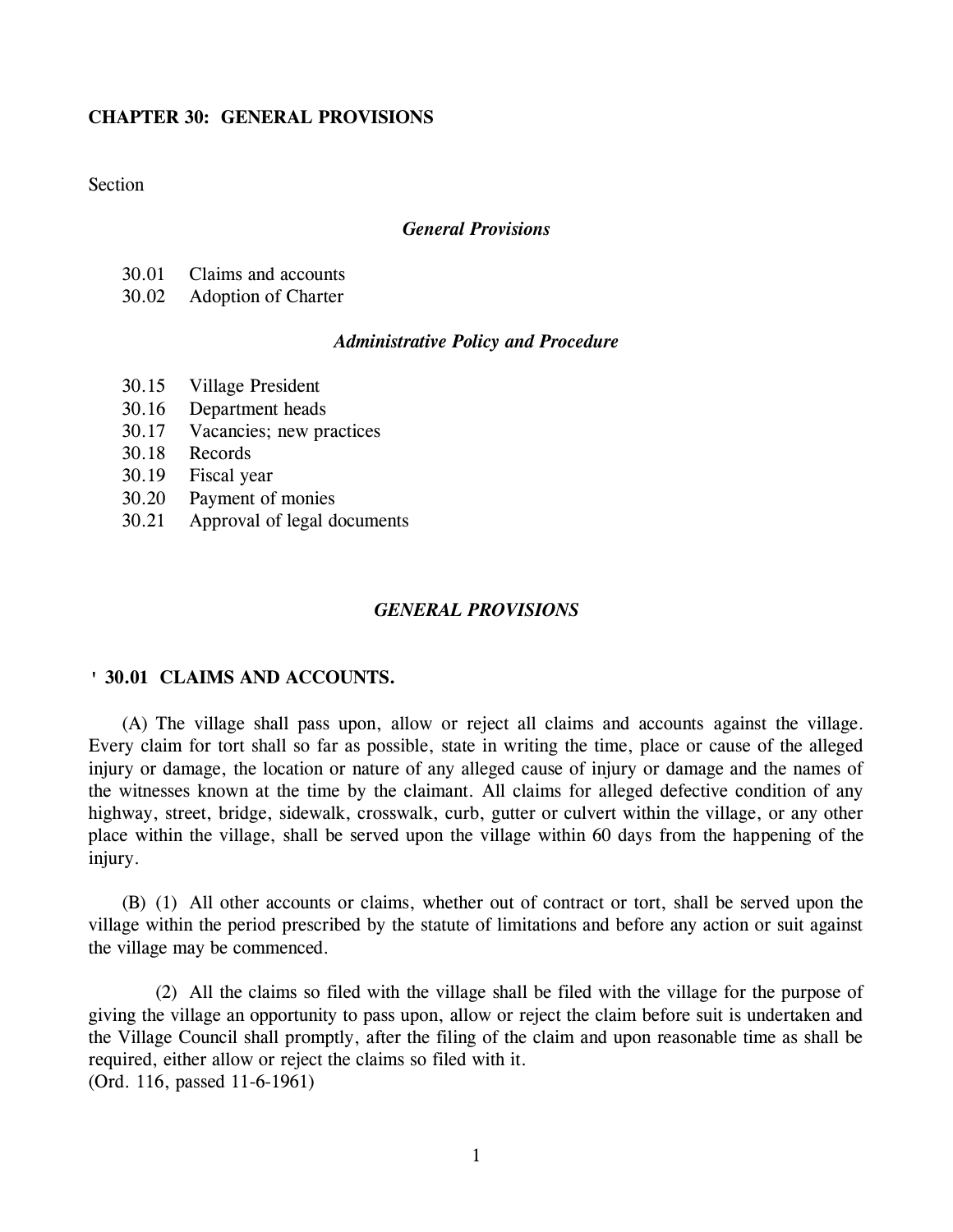# CHAPTER 30: GENERAL PROVISIONS

Section

*General Provisions*

30.01 Claims and accounts
30.02 Adoption of Charter

*Administrative Policy and Procedure*

30.15 Village President
30.16 Department heads
30.17 Vacancies; new practices
30.18 Records
30.19 Fiscal year
30.20 Payment of monies
30.21 Approval of legal documents

## *GENERAL PROVISIONS*

### ' 30.01 CLAIMS AND ACCOUNTS.

(A) The village shall pass upon, allow or reject all claims and accounts against the village. Every claim for tort shall so far as possible, state in writing the time, place or cause of the alleged injury or damage, the location or nature of any alleged cause of injury or damage and the names of the witnesses known at the time by the claimant. All claims for alleged defective condition of any highway, street, bridge, sidewalk, crosswalk, curb, gutter or culvert within the village, or any other place within the village, shall be served upon the village within 60 days from the happening of the injury.

(B) (1) All other accounts or claims, whether out of contract or tort, shall be served upon the village within the period prescribed by the statute of limitations and before any action or suit against the village may be commenced.

(2) All the claims so filed with the village shall be filed with the village for the purpose of giving the village an opportunity to pass upon, allow or reject the claim before suit is undertaken and the Village Council shall promptly, after the filing of the claim and upon reasonable time as shall be required, either allow or reject the claims so filed with it.
(Ord. 116, passed 11-6-1961)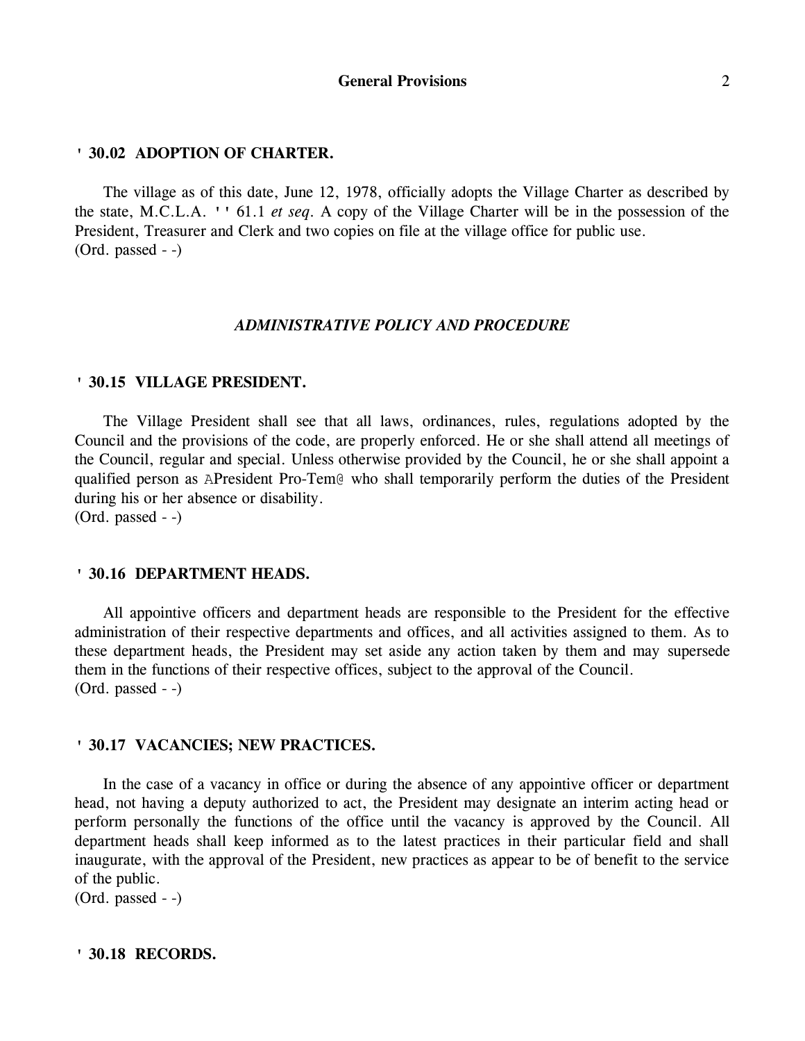### ' 30.02 ADOPTION OF CHARTER.

The village as of this date, June 12, 1978, officially adopts the Village Charter as described by the state, M.C.L.A. ' ' 61.1 *et seq*. A copy of the Village Charter will be in the possession of the President, Treasurer and Clerk and two copies on file at the village office for public use.
(Ord. passed - -)

## *ADMINISTRATIVE POLICY AND PROCEDURE*

### ' 30.15 VILLAGE PRESIDENT.

The Village President shall see that all laws, ordinances, rules, regulations adopted by the Council and the provisions of the code, are properly enforced. He or she shall attend all meetings of the Council, regular and special. Unless otherwise provided by the Council, he or she shall appoint a qualified person as APresident Pro-Tem@ who shall temporarily perform the duties of the President during his or her absence or disability.
(Ord. passed - -)

### ' 30.16 DEPARTMENT HEADS.

All appointive officers and department heads are responsible to the President for the effective administration of their respective departments and offices, and all activities assigned to them. As to these department heads, the President may set aside any action taken by them and may supersede them in the functions of their respective offices, subject to the approval of the Council.
(Ord. passed - -)

### ' 30.17 VACANCIES; NEW PRACTICES.

In the case of a vacancy in office or during the absence of any appointive officer or department head, not having a deputy authorized to act, the President may designate an interim acting head or perform personally the functions of the office until the vacancy is approved by the Council. All department heads shall keep informed as to the latest practices in their particular field and shall inaugurate, with the approval of the President, new practices as appear to be of benefit to the service of the public.
(Ord. passed - -)

### ' 30.18 RECORDS.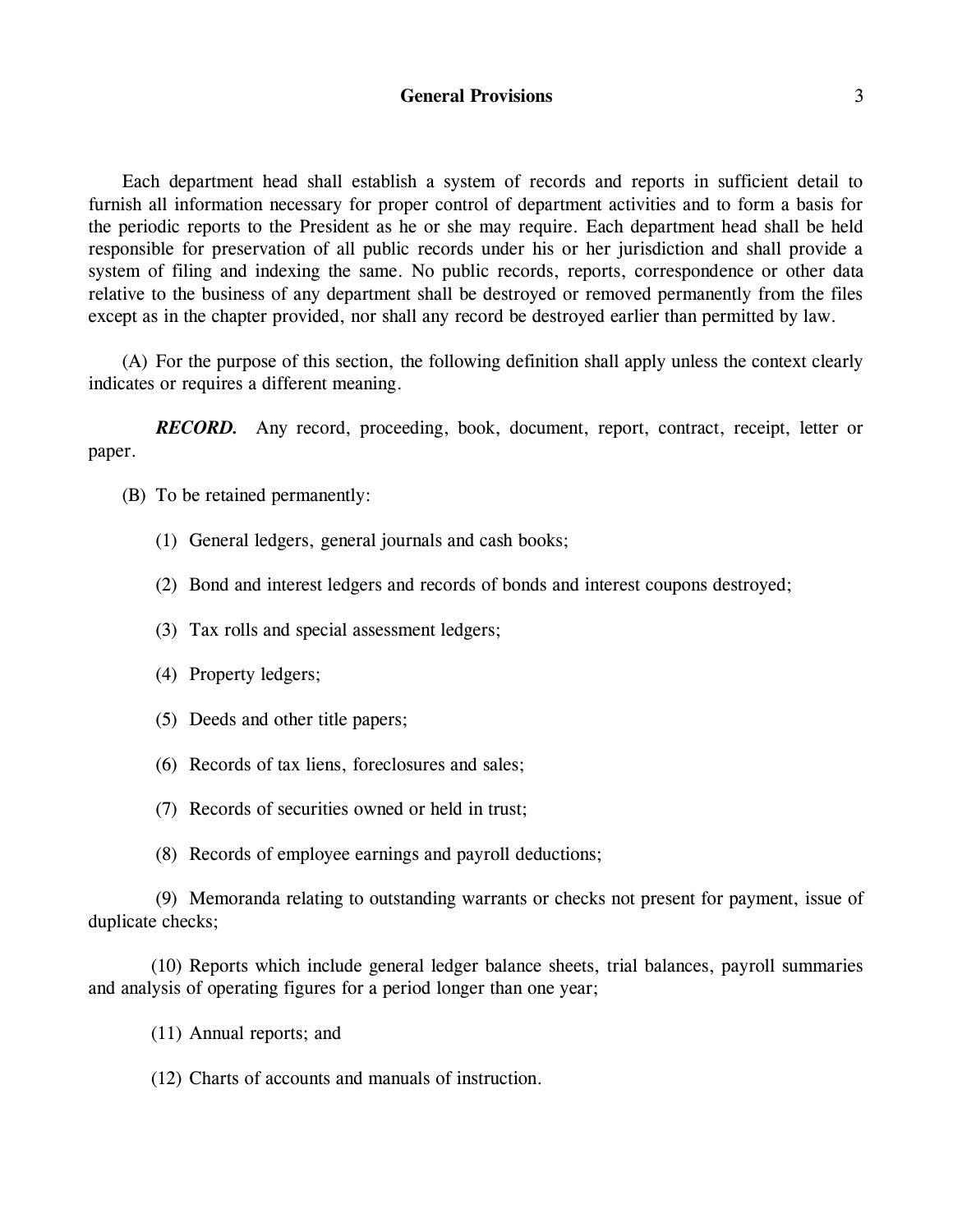Each department head shall establish a system of records and reports in sufficient detail to furnish all information necessary for proper control of department activities and to form a basis for the periodic reports to the President as he or she may require. Each department head shall be held responsible for preservation of all public records under his or her jurisdiction and shall provide a system of filing and indexing the same. No public records, reports, correspondence or other data relative to the business of any department shall be destroyed or removed permanently from the files except as in the chapter provided, nor shall any record be destroyed earlier than permitted by law.

(A) For the purpose of this section, the following definition shall apply unless the context clearly indicates or requires a different meaning.

***RECORD.*** Any record, proceeding, book, document, report, contract, receipt, letter or paper.

(B) To be retained permanently:

(1) General ledgers, general journals and cash books;

(2) Bond and interest ledgers and records of bonds and interest coupons destroyed;

(3) Tax rolls and special assessment ledgers;

(4) Property ledgers;

(5) Deeds and other title papers;

(6) Records of tax liens, foreclosures and sales;

(7) Records of securities owned or held in trust;

(8) Records of employee earnings and payroll deductions;

(9) Memoranda relating to outstanding warrants or checks not present for payment, issue of duplicate checks;

(10) Reports which include general ledger balance sheets, trial balances, payroll summaries and analysis of operating figures for a period longer than one year;

(11) Annual reports; and

(12) Charts of accounts and manuals of instruction.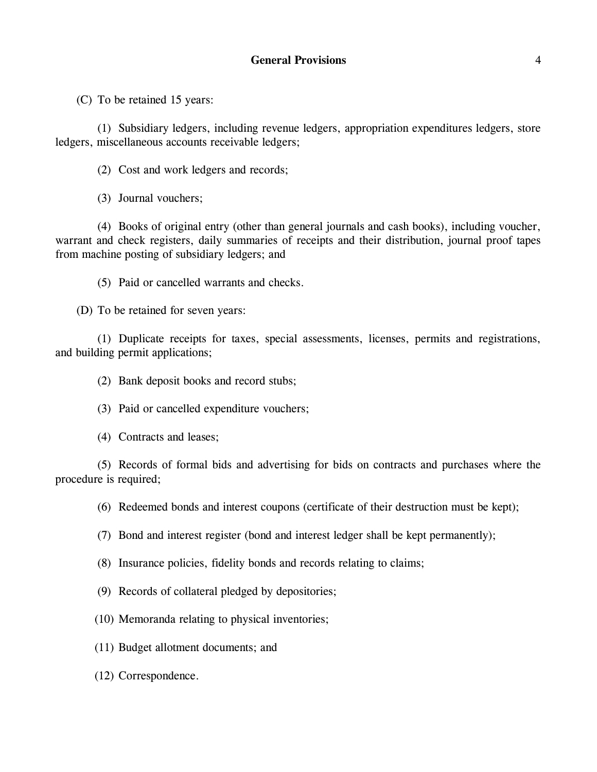(C) To be retained 15 years:

(1) Subsidiary ledgers, including revenue ledgers, appropriation expenditures ledgers, store ledgers, miscellaneous accounts receivable ledgers;

(2) Cost and work ledgers and records;

(3) Journal vouchers;

(4) Books of original entry (other than general journals and cash books), including voucher, warrant and check registers, daily summaries of receipts and their distribution, journal proof tapes from machine posting of subsidiary ledgers; and

(5) Paid or cancelled warrants and checks.

(D) To be retained for seven years:

(1) Duplicate receipts for taxes, special assessments, licenses, permits and registrations, and building permit applications;

(2) Bank deposit books and record stubs;

(3) Paid or cancelled expenditure vouchers;

(4) Contracts and leases;

(5) Records of formal bids and advertising for bids on contracts and purchases where the procedure is required;

(6) Redeemed bonds and interest coupons (certificate of their destruction must be kept);

(7) Bond and interest register (bond and interest ledger shall be kept permanently);

(8) Insurance policies, fidelity bonds and records relating to claims;

(9) Records of collateral pledged by depositories;

(10) Memoranda relating to physical inventories;

(11) Budget allotment documents; and

(12) Correspondence.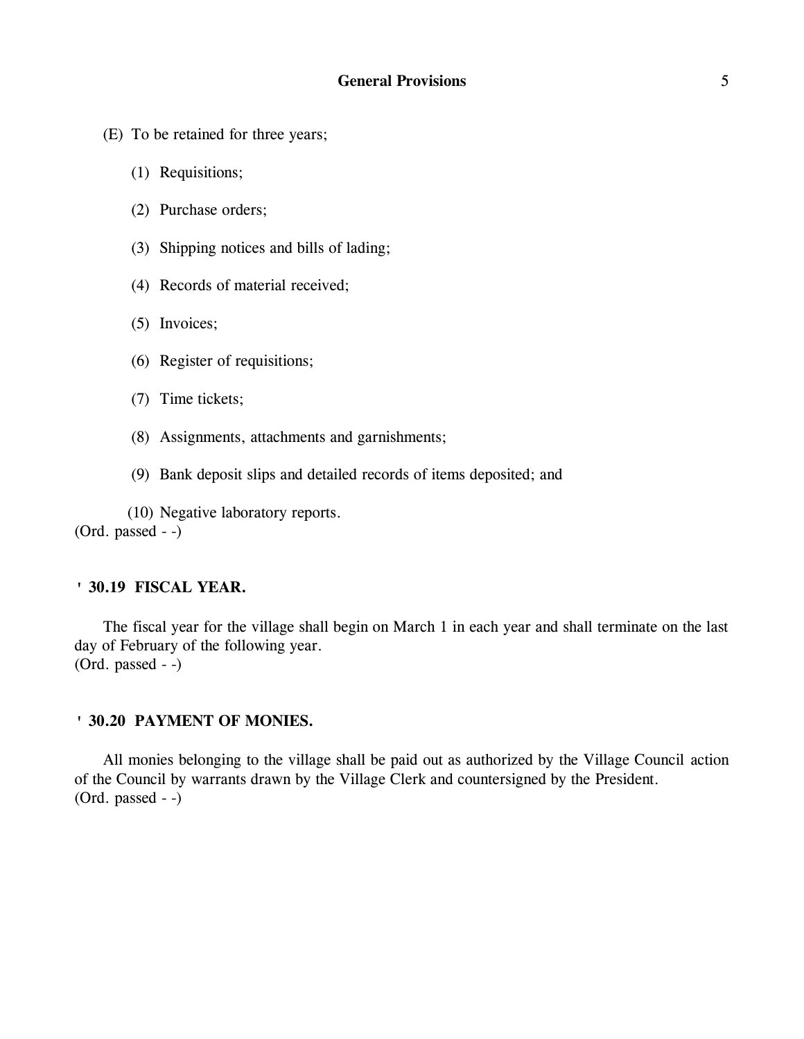(E) To be retained for three years;

(1) Requisitions;

(2) Purchase orders;

(3) Shipping notices and bills of lading;

(4) Records of material received;

(5) Invoices;

(6) Register of requisitions;

(7) Time tickets;

(8) Assignments, attachments and garnishments;

(9) Bank deposit slips and detailed records of items deposited; and

(10) Negative laboratory reports.

(Ord. passed - -)

### ' 30.19 FISCAL YEAR.

The fiscal year for the village shall begin on March 1 in each year and shall terminate on the last day of February of the following year.

(Ord. passed - -)

### ' 30.20 PAYMENT OF MONIES.

All monies belonging to the village shall be paid out as authorized by the Village Council action of the Council by warrants drawn by the Village Clerk and countersigned by the President.

(Ord. passed - -)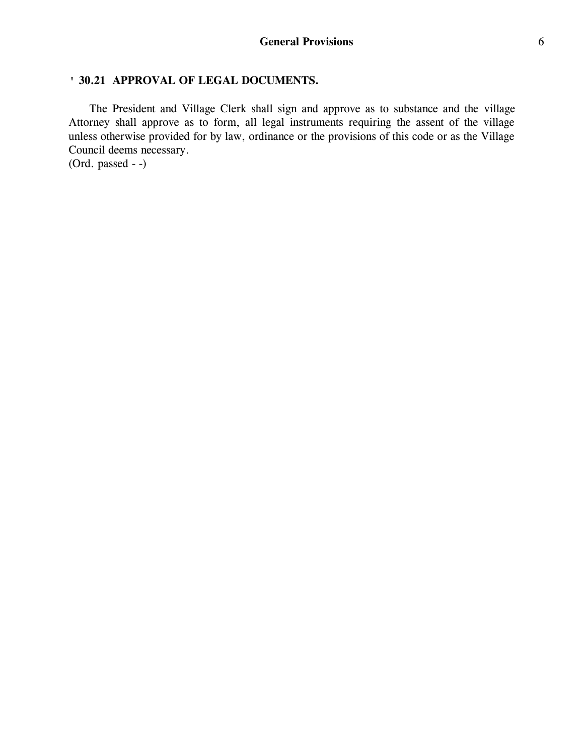### ' 30.21 APPROVAL OF LEGAL DOCUMENTS.

The President and Village Clerk shall sign and approve as to substance and the village Attorney shall approve as to form, all legal instruments requiring the assent of the village unless otherwise provided for by law, ordinance or the provisions of this code or as the Village Council deems necessary.
(Ord. passed - -)